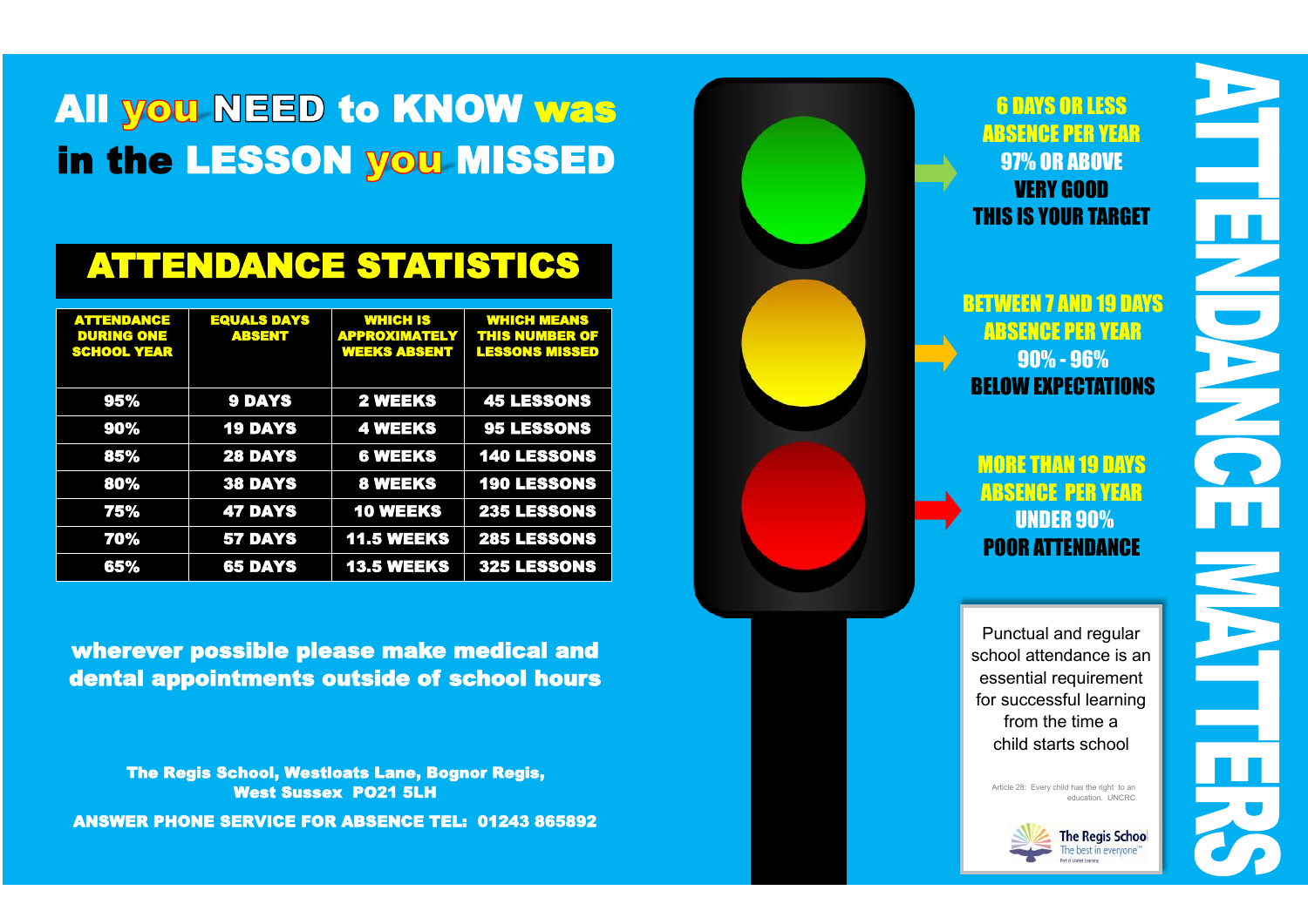# All you NEED to KNOW was in the LESSON you MISSED

## ATTENDANCE STATISTICS

| ATTENDANCE DURING ONE SCHOOL YEAR | EQUALS DAYS ABSENT | WHICH IS APPROXIMATELY WEEKS ABSENT | WHICH MEANS THIS NUMBER OF LESSONS MISSED |
|---|---|---|---|
| 95% | 9 DAYS | 2 WEEKS | 45 LESSONS |
| 90% | 19 DAYS | 4 WEEKS | 95 LESSONS |
| 85% | 28 DAYS | 6 WEEKS | 140 LESSONS |
| 80% | 38 DAYS | 8 WEEKS | 190 LESSONS |
| 75% | 47 DAYS | 10 WEEKS | 235 LESSONS |
| 70% | 57 DAYS | 11.5 WEEKS | 285 LESSONS |
| 65% | 65 DAYS | 13.5 WEEKS | 325 LESSONS |

**wherever possible please make medical and dental appointments outside of school hours**

**The Regis School, Westloats Lane, Bognor Regis, West Sussex PO21 5LH**

**ANSWER PHONE SERVICE FOR ABSENCE TEL: 01243 865892**

**6 DAYS OR LESS ABSENCE PER YEAR**
**97% OR ABOVE**
**VERY GOOD**
**THIS IS YOUR TARGET**

**BETWEEN 7 AND 19 DAYS ABSENCE PER YEAR**
**90% - 96%**
**BELOW EXPECTATIONS**

**MORE THAN 19 DAYS ABSENCE PER YEAR**
**UNDER 90%**
**POOR ATTENDANCE**

Punctual and regular school attendance is an essential requirement for successful learning from the time a child starts school

Article 28: Every child has the right to an education. UNCRC

The Regis School
The best in everyone™
Part of United Learning

# ATTENDANCE MATTERS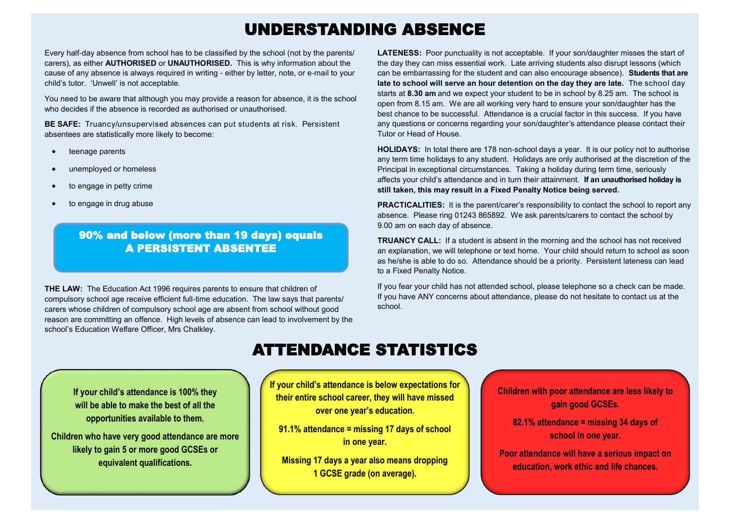# UNDERSTANDING ABSENCE

Every half-day absence from school has to be classified by the school (not by the parents/ carers), as either **AUTHORISED** or **UNAUTHORISED.** This is why information about the cause of any absence is always required in writing - either by letter, note, or e-mail to your child's tutor. 'Unwell' is not acceptable.

You need to be aware that although you may provide a reason for absence, it is the school who decides if the absence is recorded as authorised or unauthorised.

**BE SAFE:** Truancy/unsupervised absences can put students at risk. Persistent absentees are statistically more likely to become:

- teenage parents
- unemployed or homeless
- to engage in petty crime
- to engage in drug abuse

**90% and below (more than 19 days) equals A PERSISTENT ABSENTEE**

**THE LAW:** The Education Act 1996 requires parents to ensure that children of compulsory school age receive efficient full-time education. The law says that parents/ carers whose children of compulsory school age are absent from school without good reason are committing an offence. High levels of absence can lead to involvement by the school's Education Welfare Officer, Mrs Chalkley.

**LATENESS:** Poor punctuality is not acceptable. If your son/daughter misses the start of the day they can miss essential work. Late arriving students also disrupt lessons (which can be embarrassing for the student and can also encourage absence). **Students that are late to school will serve an hour detention on the day they are late.** The school day starts at **8.30 am** and we expect your student to be in school by 8.25 am. The school is open from 8.15 am. We are all working very hard to ensure your son/daughter has the best chance to be successful. Attendance is a crucial factor in this success. If you have any questions or concerns regarding your son/daughter's attendance please contact their Tutor or Head of House.

**HOLIDAYS:** In total there are 178 non-school days a year. It is our policy not to authorise any term time holidays to any student. Holidays are only authorised at the discretion of the Principal in exceptional circumstances. Taking a holiday during term time, seriously affects your child's attendance and in turn their attainment. **If an unauthorised holiday is still taken, this may result in a Fixed Penalty Notice being served.**

**PRACTICALITIES:** It is the parent/carer's responsibility to contact the school to report any absence. Please ring 01243 865892. We ask parents/carers to contact the school by 9.00 am on each day of absence.

**TRUANCY CALL:** If a student is absent in the morning and the school has not received an explanation, we will telephone or text home. Your child should return to school as soon as he/she is able to do so. Attendance should be a priority. Persistent lateness can lead to a Fixed Penalty Notice.

If you fear your child has not attended school, please telephone so a check can be made. If you have ANY concerns about attendance, please do not hesitate to contact us at the school.

# ATTENDANCE STATISTICS

**If your child's attendance is 100% they will be able to make the best of all the opportunities available to them.**

**Children who have very good attendance are more likely to gain 5 or more good GCSEs or equivalent qualifications.**

**If your child's attendance is below expectations for their entire school career, they will have missed over one year's education.**

**91.1% attendance = missing 17 days of school in one year.**

**Missing 17 days a year also means dropping 1 GCSE grade (on average).**

**Children with poor attendance are less likely to gain good GCSEs.**

**82.1% attendance = missing 34 days of school in one year.**

**Poor attendance will have a serious impact on education, work ethic and life chances.**